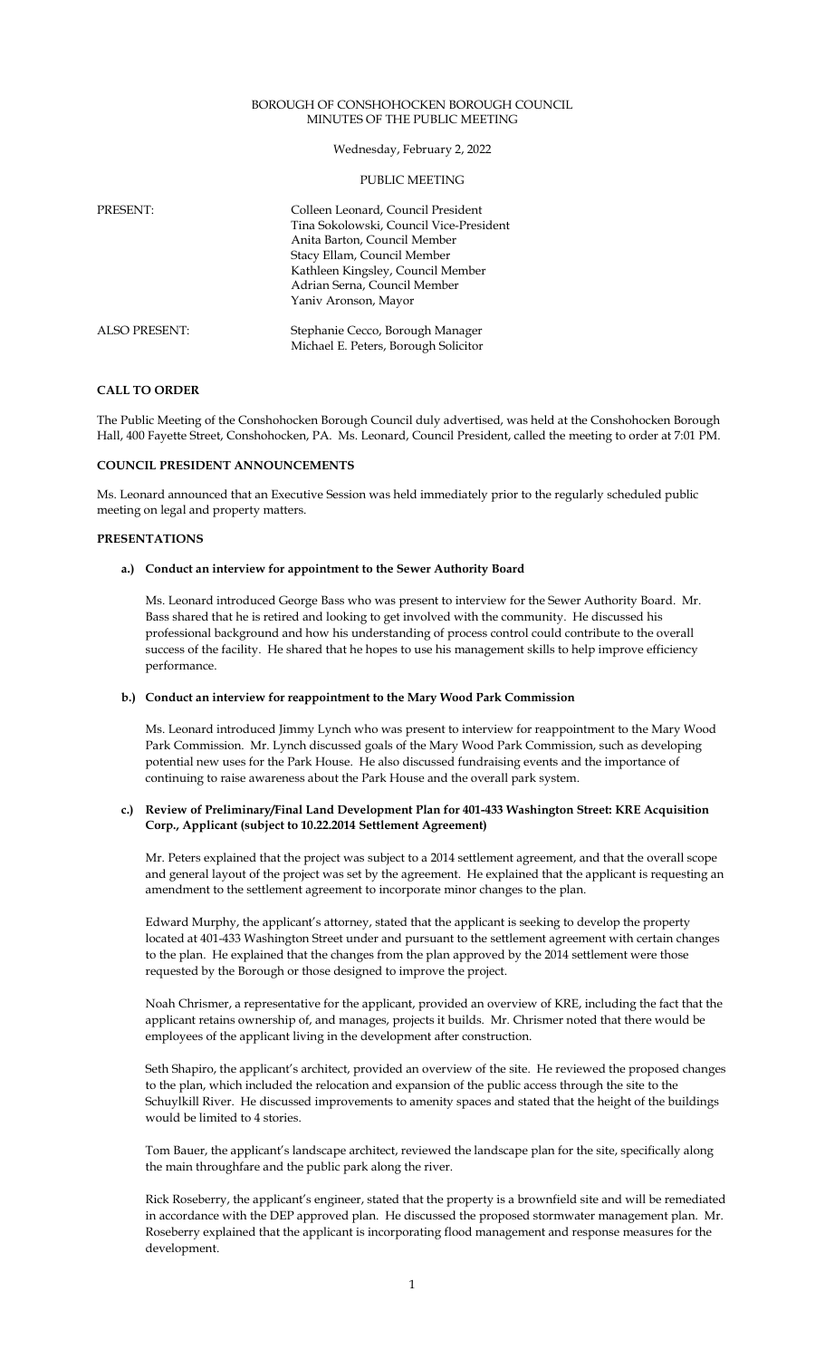# BOROUGH OF CONSHOHOCKEN BOROUGH COUNCIL
## MINUTES OF THE PUBLIC MEETING

Wednesday, February 2, 2022

PUBLIC MEETING

| | |
|---|---|
| PRESENT: | Colleen Leonard, Council President<br>Tina Sokolowski, Council Vice-President<br>Anita Barton, Council Member<br>Stacy Ellam, Council Member<br>Kathleen Kingsley, Council Member<br>Adrian Serna, Council Member<br>Yaniv Aronson, Mayor |
| ALSO PRESENT: | Stephanie Cecco, Borough Manager<br>Michael E. Peters, Borough Solicitor |

**CALL TO ORDER**

The Public Meeting of the Conshohocken Borough Council duly advertised, was held at the Conshohocken Borough Hall, 400 Fayette Street, Conshohocken, PA. Ms. Leonard, Council President, called the meeting to order at 7:01 PM.

**COUNCIL PRESIDENT ANNOUNCEMENTS**

Ms. Leonard announced that an Executive Session was held immediately prior to the regularly scheduled public meeting on legal and property matters.

**PRESENTATIONS**

**a.) Conduct an interview for appointment to the Sewer Authority Board**

Ms. Leonard introduced George Bass who was present to interview for the Sewer Authority Board. Mr. Bass shared that he is retired and looking to get involved with the community. He discussed his professional background and how his understanding of process control could contribute to the overall success of the facility. He shared that he hopes to use his management skills to help improve efficiency performance.

**b.) Conduct an interview for reappointment to the Mary Wood Park Commission**

Ms. Leonard introduced Jimmy Lynch who was present to interview for reappointment to the Mary Wood Park Commission. Mr. Lynch discussed goals of the Mary Wood Park Commission, such as developing potential new uses for the Park House. He also discussed fundraising events and the importance of continuing to raise awareness about the Park House and the overall park system.

**c.) Review of Preliminary/Final Land Development Plan for 401-433 Washington Street: KRE Acquisition Corp., Applicant (subject to 10.22.2014 Settlement Agreement)**

Mr. Peters explained that the project was subject to a 2014 settlement agreement, and that the overall scope and general layout of the project was set by the agreement. He explained that the applicant is requesting an amendment to the settlement agreement to incorporate minor changes to the plan.

Edward Murphy, the applicant's attorney, stated that the applicant is seeking to develop the property located at 401-433 Washington Street under and pursuant to the settlement agreement with certain changes to the plan. He explained that the changes from the plan approved by the 2014 settlement were those requested by the Borough or those designed to improve the project.

Noah Chrismer, a representative for the applicant, provided an overview of KRE, including the fact that the applicant retains ownership of, and manages, projects it builds. Mr. Chrismer noted that there would be employees of the applicant living in the development after construction.

Seth Shapiro, the applicant's architect, provided an overview of the site. He reviewed the proposed changes to the plan, which included the relocation and expansion of the public access through the site to the Schuylkill River. He discussed improvements to amenity spaces and stated that the height of the buildings would be limited to 4 stories.

Tom Bauer, the applicant's landscape architect, reviewed the landscape plan for the site, specifically along the main throughfare and the public park along the river.

Rick Roseberry, the applicant's engineer, stated that the property is a brownfield site and will be remediated in accordance with the DEP approved plan. He discussed the proposed stormwater management plan. Mr. Roseberry explained that the applicant is incorporating flood management and response measures for the development.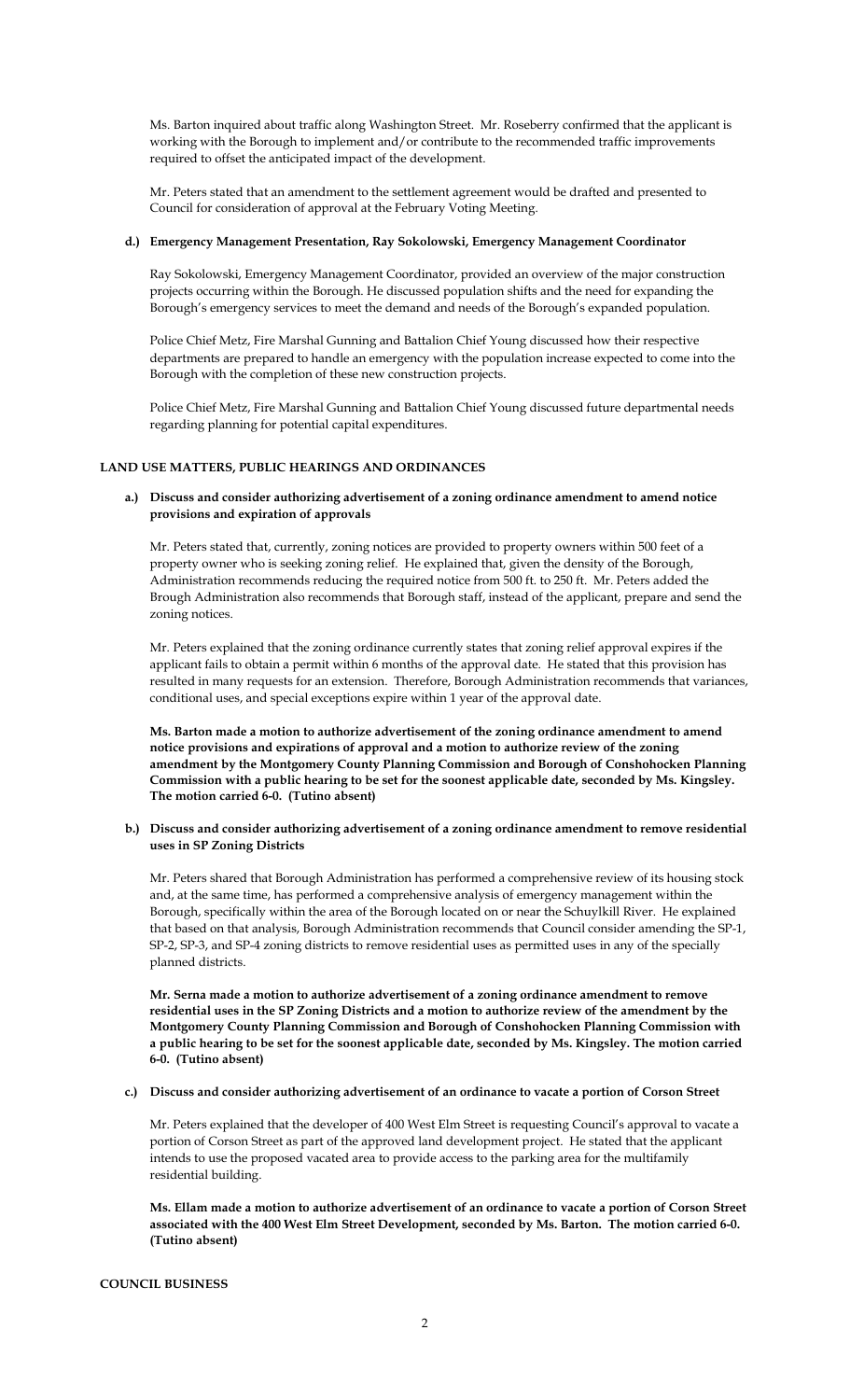Ms. Barton inquired about traffic along Washington Street. Mr. Roseberry confirmed that the applicant is working with the Borough to implement and/or contribute to the recommended traffic improvements required to offset the anticipated impact of the development.

Mr. Peters stated that an amendment to the settlement agreement would be drafted and presented to Council for consideration of approval at the February Voting Meeting.

**d.) Emergency Management Presentation, Ray Sokolowski, Emergency Management Coordinator**

Ray Sokolowski, Emergency Management Coordinator, provided an overview of the major construction projects occurring within the Borough. He discussed population shifts and the need for expanding the Borough's emergency services to meet the demand and needs of the Borough's expanded population.

Police Chief Metz, Fire Marshal Gunning and Battalion Chief Young discussed how their respective departments are prepared to handle an emergency with the population increase expected to come into the Borough with the completion of these new construction projects.

Police Chief Metz, Fire Marshal Gunning and Battalion Chief Young discussed future departmental needs regarding planning for potential capital expenditures.

**LAND USE MATTERS, PUBLIC HEARINGS AND ORDINANCES**

**a.) Discuss and consider authorizing advertisement of a zoning ordinance amendment to amend notice provisions and expiration of approvals**

Mr. Peters stated that, currently, zoning notices are provided to property owners within 500 feet of a property owner who is seeking zoning relief. He explained that, given the density of the Borough, Administration recommends reducing the required notice from 500 ft. to 250 ft. Mr. Peters added the Brough Administration also recommends that Borough staff, instead of the applicant, prepare and send the zoning notices.

Mr. Peters explained that the zoning ordinance currently states that zoning relief approval expires if the applicant fails to obtain a permit within 6 months of the approval date. He stated that this provision has resulted in many requests for an extension. Therefore, Borough Administration recommends that variances, conditional uses, and special exceptions expire within 1 year of the approval date.

**Ms. Barton made a motion to authorize advertisement of the zoning ordinance amendment to amend notice provisions and expirations of approval and a motion to authorize review of the zoning amendment by the Montgomery County Planning Commission and Borough of Conshohocken Planning Commission with a public hearing to be set for the soonest applicable date, seconded by Ms. Kingsley. The motion carried 6-0. (Tutino absent)**

**b.) Discuss and consider authorizing advertisement of a zoning ordinance amendment to remove residential uses in SP Zoning Districts**

Mr. Peters shared that Borough Administration has performed a comprehensive review of its housing stock and, at the same time, has performed a comprehensive analysis of emergency management within the Borough, specifically within the area of the Borough located on or near the Schuylkill River. He explained that based on that analysis, Borough Administration recommends that Council consider amending the SP-1, SP-2, SP-3, and SP-4 zoning districts to remove residential uses as permitted uses in any of the specially planned districts.

**Mr. Serna made a motion to authorize advertisement of a zoning ordinance amendment to remove residential uses in the SP Zoning Districts and a motion to authorize review of the amendment by the Montgomery County Planning Commission and Borough of Conshohocken Planning Commission with a public hearing to be set for the soonest applicable date, seconded by Ms. Kingsley. The motion carried 6-0. (Tutino absent)**

**c.) Discuss and consider authorizing advertisement of an ordinance to vacate a portion of Corson Street**

Mr. Peters explained that the developer of 400 West Elm Street is requesting Council's approval to vacate a portion of Corson Street as part of the approved land development project. He stated that the applicant intends to use the proposed vacated area to provide access to the parking area for the multifamily residential building.

**Ms. Ellam made a motion to authorize advertisement of an ordinance to vacate a portion of Corson Street associated with the 400 West Elm Street Development, seconded by Ms. Barton. The motion carried 6-0. (Tutino absent)**

**COUNCIL BUSINESS**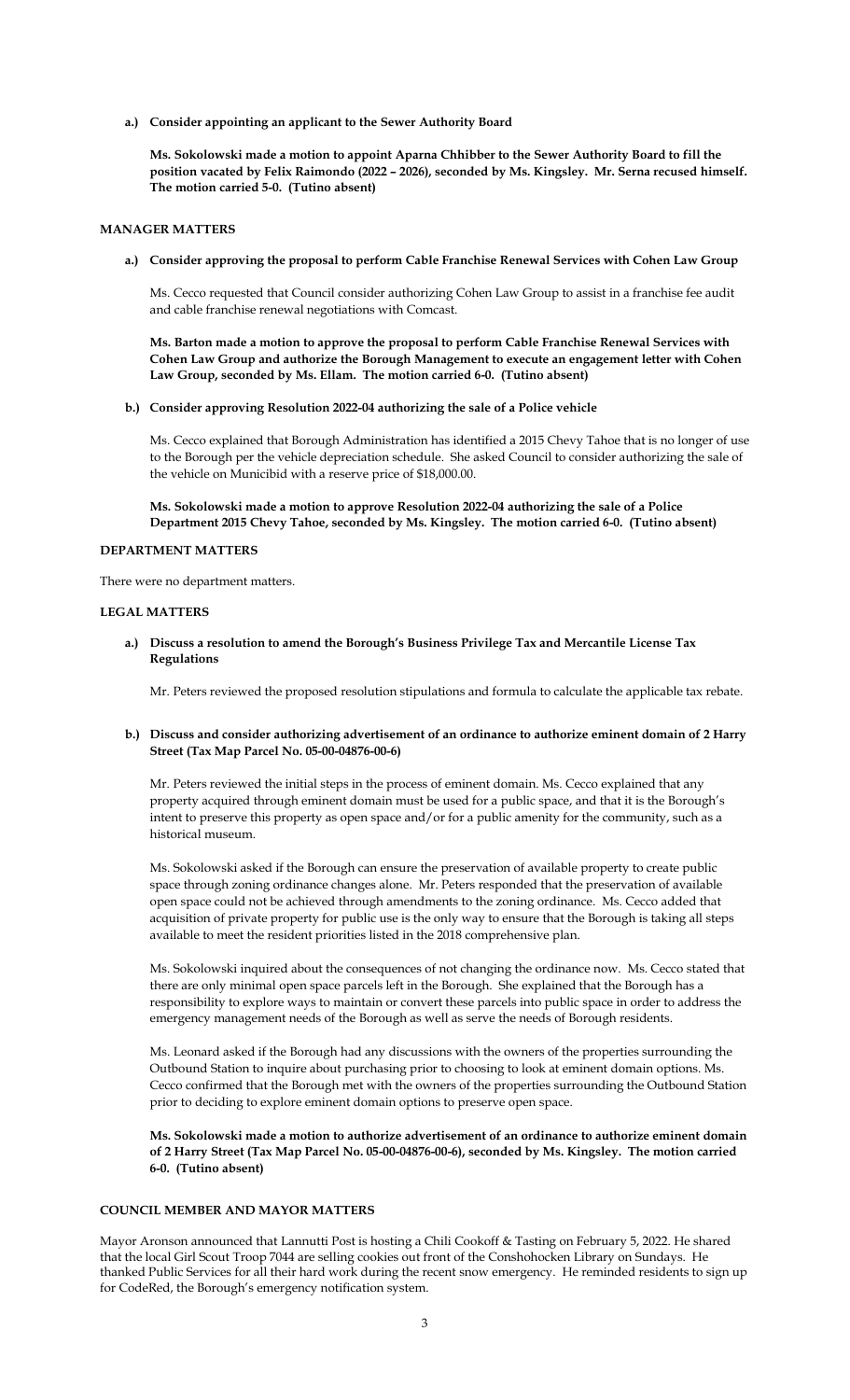**a.) Consider appointing an applicant to the Sewer Authority Board**

**Ms. Sokolowski made a motion to appoint Aparna Chhibber to the Sewer Authority Board to fill the position vacated by Felix Raimondo (2022 – 2026), seconded by Ms. Kingsley. Mr. Serna recused himself. The motion carried 5-0. (Tutino absent)**

## MANAGER MATTERS

**a.) Consider approving the proposal to perform Cable Franchise Renewal Services with Cohen Law Group**

Ms. Cecco requested that Council consider authorizing Cohen Law Group to assist in a franchise fee audit and cable franchise renewal negotiations with Comcast.

**Ms. Barton made a motion to approve the proposal to perform Cable Franchise Renewal Services with Cohen Law Group and authorize the Borough Management to execute an engagement letter with Cohen Law Group, seconded by Ms. Ellam. The motion carried 6-0. (Tutino absent)**

**b.) Consider approving Resolution 2022-04 authorizing the sale of a Police vehicle**

Ms. Cecco explained that Borough Administration has identified a 2015 Chevy Tahoe that is no longer of use to the Borough per the vehicle depreciation schedule. She asked Council to consider authorizing the sale of the vehicle on Municibid with a reserve price of $18,000.00.

**Ms. Sokolowski made a motion to approve Resolution 2022-04 authorizing the sale of a Police Department 2015 Chevy Tahoe, seconded by Ms. Kingsley. The motion carried 6-0. (Tutino absent)**

## DEPARTMENT MATTERS

There were no department matters.

## LEGAL MATTERS

**a.) Discuss a resolution to amend the Borough's Business Privilege Tax and Mercantile License Tax Regulations**

Mr. Peters reviewed the proposed resolution stipulations and formula to calculate the applicable tax rebate.

**b.) Discuss and consider authorizing advertisement of an ordinance to authorize eminent domain of 2 Harry Street (Tax Map Parcel No. 05-00-04876-00-6)**

Mr. Peters reviewed the initial steps in the process of eminent domain. Ms. Cecco explained that any property acquired through eminent domain must be used for a public space, and that it is the Borough's intent to preserve this property as open space and/or for a public amenity for the community, such as a historical museum.

Ms. Sokolowski asked if the Borough can ensure the preservation of available property to create public space through zoning ordinance changes alone. Mr. Peters responded that the preservation of available open space could not be achieved through amendments to the zoning ordinance. Ms. Cecco added that acquisition of private property for public use is the only way to ensure that the Borough is taking all steps available to meet the resident priorities listed in the 2018 comprehensive plan.

Ms. Sokolowski inquired about the consequences of not changing the ordinance now. Ms. Cecco stated that there are only minimal open space parcels left in the Borough. She explained that the Borough has a responsibility to explore ways to maintain or convert these parcels into public space in order to address the emergency management needs of the Borough as well as serve the needs of Borough residents.

Ms. Leonard asked if the Borough had any discussions with the owners of the properties surrounding the Outbound Station to inquire about purchasing prior to choosing to look at eminent domain options. Ms. Cecco confirmed that the Borough met with the owners of the properties surrounding the Outbound Station prior to deciding to explore eminent domain options to preserve open space.

**Ms. Sokolowski made a motion to authorize advertisement of an ordinance to authorize eminent domain of 2 Harry Street (Tax Map Parcel No. 05-00-04876-00-6), seconded by Ms. Kingsley. The motion carried 6-0. (Tutino absent)**

## COUNCIL MEMBER AND MAYOR MATTERS

Mayor Aronson announced that Lannutti Post is hosting a Chili Cookoff & Tasting on February 5, 2022. He shared that the local Girl Scout Troop 7044 are selling cookies out front of the Conshohocken Library on Sundays. He thanked Public Services for all their hard work during the recent snow emergency. He reminded residents to sign up for CodeRed, the Borough's emergency notification system.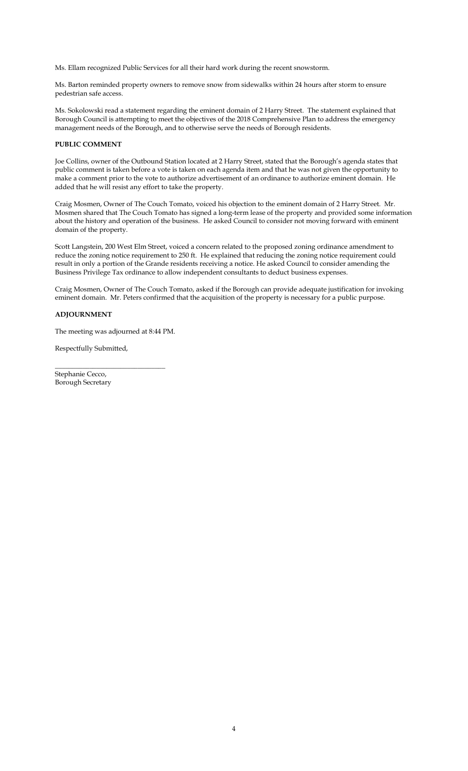Ms. Ellam recognized Public Services for all their hard work during the recent snowstorm.

Ms. Barton reminded property owners to remove snow from sidewalks within 24 hours after storm to ensure pedestrian safe access.

Ms. Sokolowski read a statement regarding the eminent domain of 2 Harry Street. The statement explained that Borough Council is attempting to meet the objectives of the 2018 Comprehensive Plan to address the emergency management needs of the Borough, and to otherwise serve the needs of Borough residents.

**PUBLIC COMMENT**

Joe Collins, owner of the Outbound Station located at 2 Harry Street, stated that the Borough's agenda states that public comment is taken before a vote is taken on each agenda item and that he was not given the opportunity to make a comment prior to the vote to authorize advertisement of an ordinance to authorize eminent domain. He added that he will resist any effort to take the property.

Craig Mosmen, Owner of The Couch Tomato, voiced his objection to the eminent domain of 2 Harry Street. Mr. Mosmen shared that The Couch Tomato has signed a long-term lease of the property and provided some information about the history and operation of the business. He asked Council to consider not moving forward with eminent domain of the property.

Scott Langstein, 200 West Elm Street, voiced a concern related to the proposed zoning ordinance amendment to reduce the zoning notice requirement to 250 ft. He explained that reducing the zoning notice requirement could result in only a portion of the Grande residents receiving a notice. He asked Council to consider amending the Business Privilege Tax ordinance to allow independent consultants to deduct business expenses.

Craig Mosmen, Owner of The Couch Tomato, asked if the Borough can provide adequate justification for invoking eminent domain. Mr. Peters confirmed that the acquisition of the property is necessary for a public purpose.

**ADJOURNMENT**

The meeting was adjourned at 8:44 PM.

Respectfully Submitted,

\_\_\_\_\_\_\_\_\_\_\_\_\_\_\_\_\_\_\_\_\_\_\_\_\_\_\_\_\_\_\_\_

Stephanie Cecco,
Borough Secretary